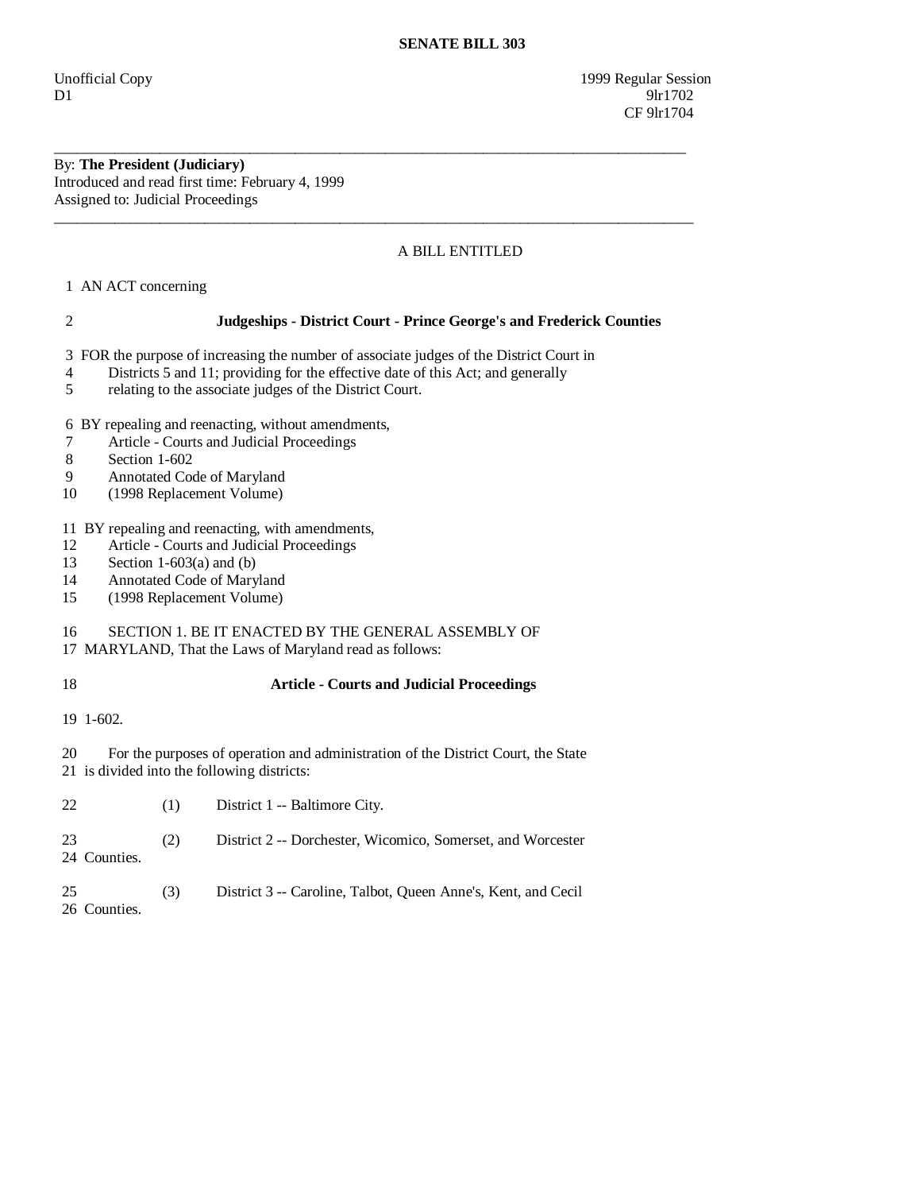**SENATE BILL 303**

Unofficial Copy 1999 Regular Session
D1 9lr1702
CF 9lr1704

---

By: **The President (Judiciary)**
Introduced and read first time: February 4, 1999
Assigned to: Judicial Proceedings

---

A BILL ENTITLED

1 AN ACT concerning

2 **Judgeships - District Court - Prince George's and Frederick Counties**

3 FOR the purpose of increasing the number of associate judges of the District Court in
4 Districts 5 and 11; providing for the effective date of this Act; and generally
5 relating to the associate judges of the District Court.

6 BY repealing and reenacting, without amendments,
7 Article - Courts and Judicial Proceedings
8 Section 1-602
9 Annotated Code of Maryland
10 (1998 Replacement Volume)

11 BY repealing and reenacting, with amendments,
12 Article - Courts and Judicial Proceedings
13 Section 1-603(a) and (b)
14 Annotated Code of Maryland
15 (1998 Replacement Volume)

16 SECTION 1. BE IT ENACTED BY THE GENERAL ASSEMBLY OF
17 MARYLAND, That the Laws of Maryland read as follows:

18 **Article - Courts and Judicial Proceedings**

19 1-602.

20 For the purposes of operation and administration of the District Court, the State
21 is divided into the following districts:

22 (1) District 1 -- Baltimore City.

23 (2) District 2 -- Dorchester, Wicomico, Somerset, and Worcester
24 Counties.

25 (3) District 3 -- Caroline, Talbot, Queen Anne's, Kent, and Cecil
26 Counties.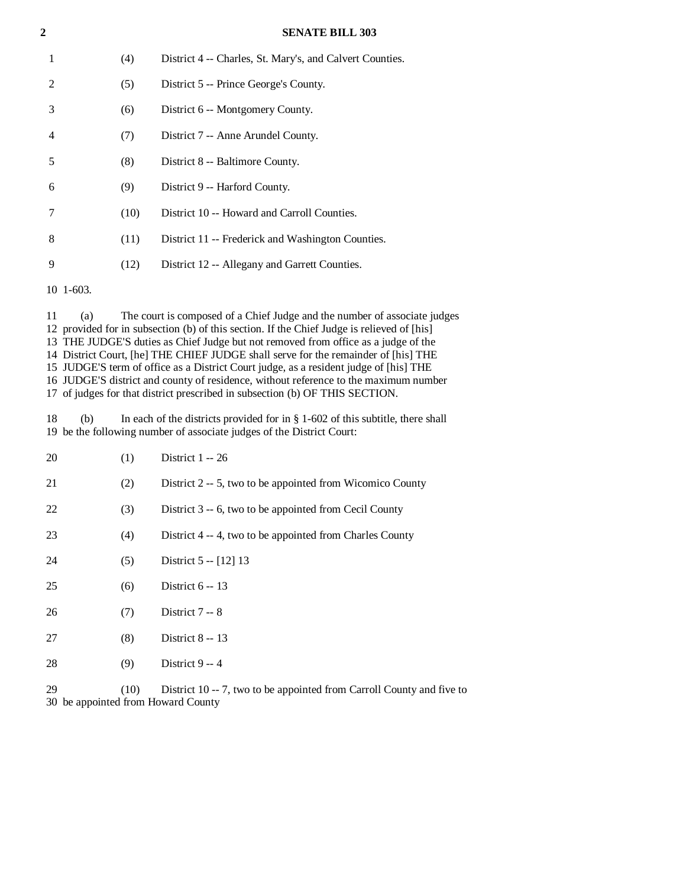(4) District 4 -- Charles, St. Mary's, and Calvert Counties.

(5) District 5 -- Prince George's County.

(6) District 6 -- Montgomery County.

(7) District 7 -- Anne Arundel County.

(8) District 8 -- Baltimore County.

(9) District 9 -- Harford County.

(10) District 10 -- Howard and Carroll Counties.

(11) District 11 -- Frederick and Washington Counties.

(12) District 12 -- Allegany and Garrett Counties.

1-603.

(a) The court is composed of a Chief Judge and the number of associate judges provided for in subsection (b) of this section. If the Chief Judge is relieved of [his] THE JUDGE'S duties as Chief Judge but not removed from office as a judge of the District Court, [he] THE CHIEF JUDGE shall serve for the remainder of [his] THE JUDGE'S term of office as a District Court judge, as a resident judge of [his] THE JUDGE'S district and county of residence, without reference to the maximum number of judges for that district prescribed in subsection (b) OF THIS SECTION.

(b) In each of the districts provided for in § 1-602 of this subtitle, there shall be the following number of associate judges of the District Court:

(1) District 1 -- 26

(2) District 2 -- 5, two to be appointed from Wicomico County

(3) District 3 -- 6, two to be appointed from Cecil County

(4) District 4 -- 4, two to be appointed from Charles County

(5) District 5 -- [12] 13

(6) District 6 -- 13

(7) District 7 -- 8

(8) District 8 -- 13

(9) District 9 -- 4

(10) District 10 -- 7, two to be appointed from Carroll County and five to be appointed from Howard County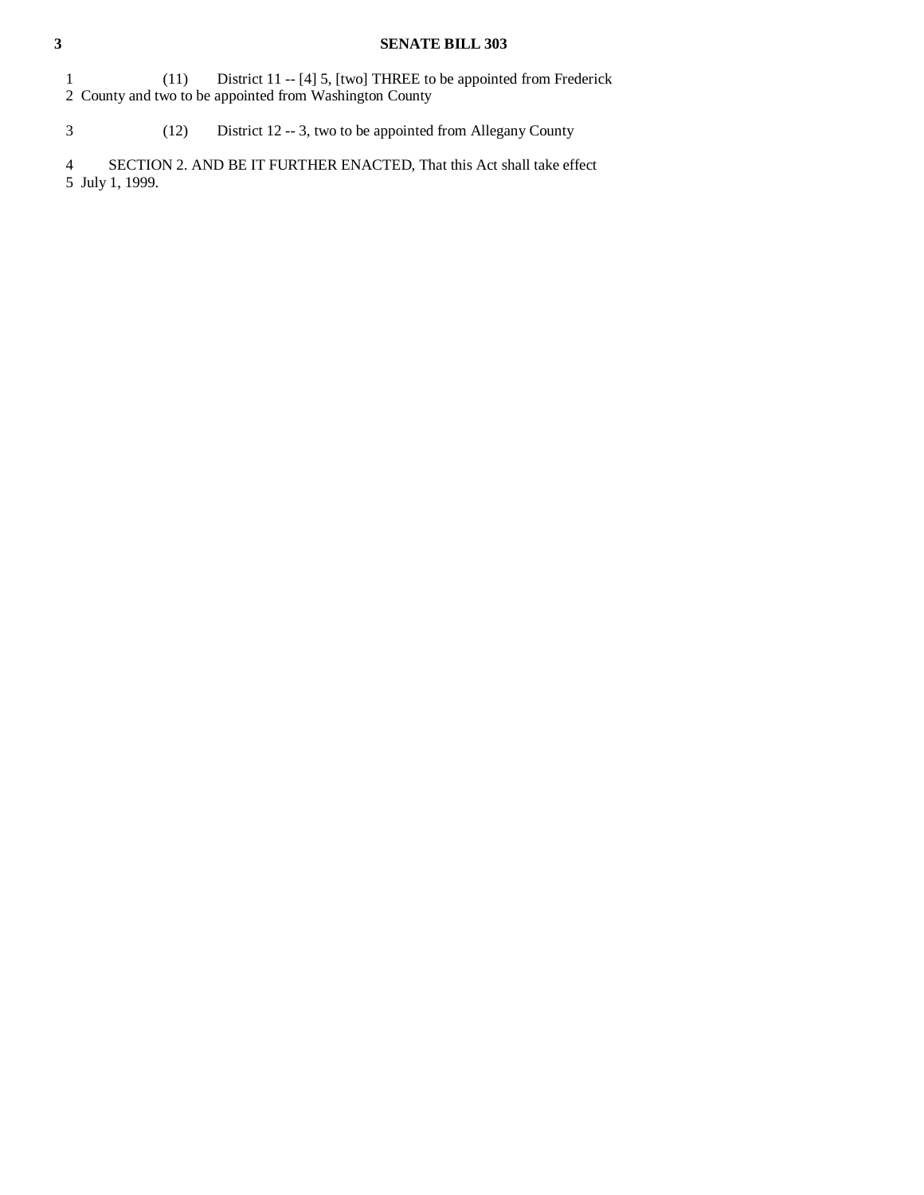(11) District 11 -- [4] 5, [two] THREE to be appointed from Frederick County and two to be appointed from Washington County

(12) District 12 -- 3, two to be appointed from Allegany County

SECTION 2. AND BE IT FURTHER ENACTED, That this Act shall take effect July 1, 1999.